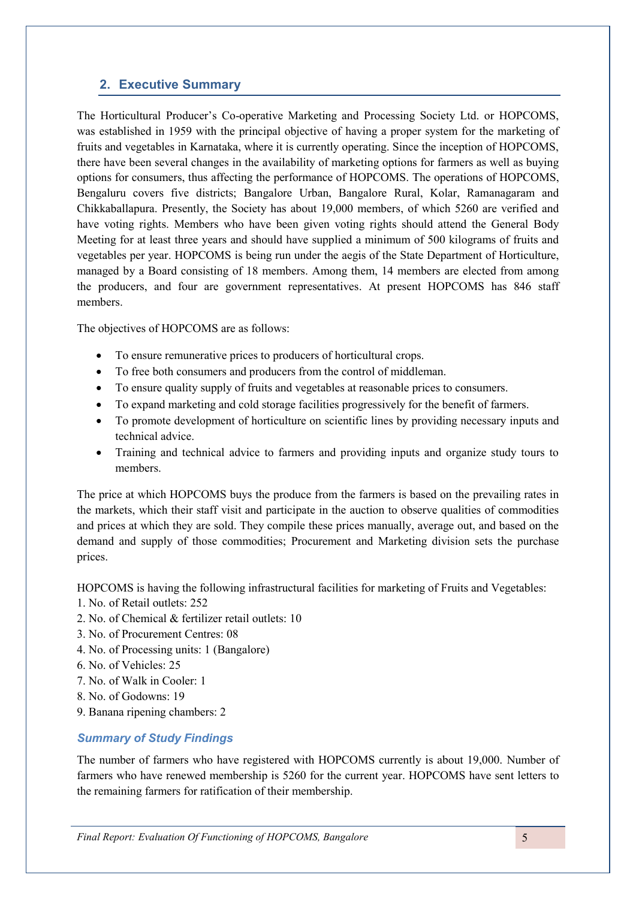## 2. Executive Summary

The Horticultural Producer's Co-operative Marketing and Processing Society Ltd. or HOPCOMS, was established in 1959 with the principal objective of having a proper system for the marketing of fruits and vegetables in Karnataka, where it is currently operating. Since the inception of HOPCOMS, there have been several changes in the availability of marketing options for farmers as well as buying options for consumers, thus affecting the performance of HOPCOMS. The operations of HOPCOMS, Bengaluru covers five districts; Bangalore Urban, Bangalore Rural, Kolar, Ramanagaram and Chikkaballapura. Presently, the Society has about 19,000 members, of which 5260 are verified and have voting rights. Members who have been given voting rights should attend the General Body Meeting for at least three years and should have supplied a minimum of 500 kilograms of fruits and vegetables per year. HOPCOMS is being run under the aegis of the State Department of Horticulture, managed by a Board consisting of 18 members. Among them, 14 members are elected from among the producers, and four are government representatives. At present HOPCOMS has 846 staff members.

The objectives of HOPCOMS are as follows:

- To ensure remunerative prices to producers of horticultural crops.
- To free both consumers and producers from the control of middleman.
- To ensure quality supply of fruits and vegetables at reasonable prices to consumers.
- To expand marketing and cold storage facilities progressively for the benefit of farmers.
- To promote development of horticulture on scientific lines by providing necessary inputs and technical advice.
- Training and technical advice to farmers and providing inputs and organize study tours to members.

The price at which HOPCOMS buys the produce from the farmers is based on the prevailing rates in the markets, which their staff visit and participate in the auction to observe qualities of commodities and prices at which they are sold. They compile these prices manually, average out, and based on the demand and supply of those commodities; Procurement and Marketing division sets the purchase prices.

HOPCOMS is having the following infrastructural facilities for marketing of Fruits and Vegetables:

1. No. of Retail outlets: 252
2. No. of Chemical & fertilizer retail outlets: 10
3. No. of Procurement Centres: 08
4. No. of Processing units: 1 (Bangalore)
6. No. of Vehicles: 25
7. No. of Walk in Cooler: 1
8. No. of Godowns: 19
9. Banana ripening chambers: 2

### *Summary of Study Findings*

The number of farmers who have registered with HOPCOMS currently is about 19,000. Number of farmers who have renewed membership is 5260 for the current year. HOPCOMS have sent letters to the remaining farmers for ratification of their membership.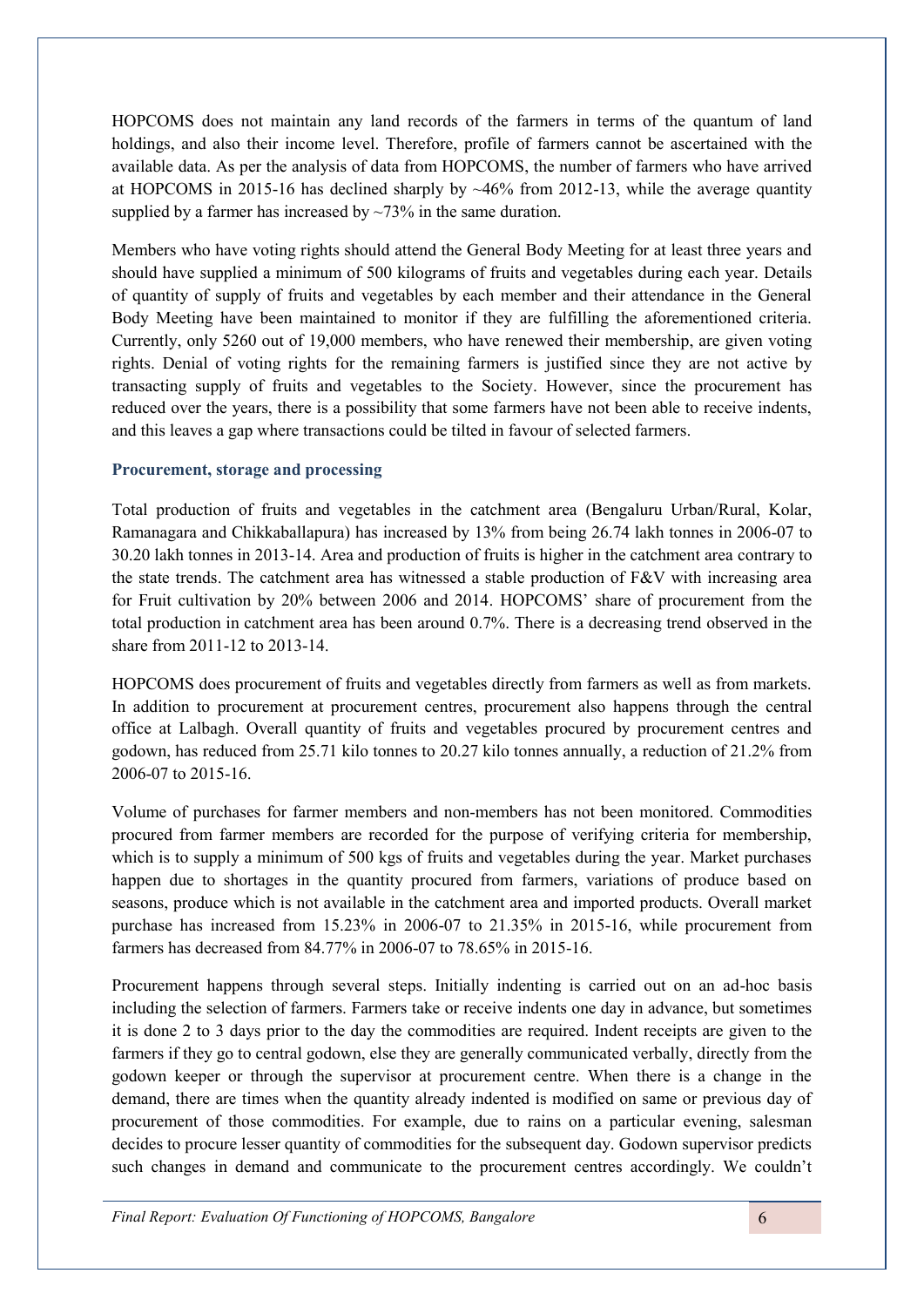HOPCOMS does not maintain any land records of the farmers in terms of the quantum of land holdings, and also their income level. Therefore, profile of farmers cannot be ascertained with the available data. As per the analysis of data from HOPCOMS, the number of farmers who have arrived at HOPCOMS in 2015-16 has declined sharply by ~46% from 2012-13, while the average quantity supplied by a farmer has increased by ~73% in the same duration.

Members who have voting rights should attend the General Body Meeting for at least three years and should have supplied a minimum of 500 kilograms of fruits and vegetables during each year. Details of quantity of supply of fruits and vegetables by each member and their attendance in the General Body Meeting have been maintained to monitor if they are fulfilling the aforementioned criteria. Currently, only 5260 out of 19,000 members, who have renewed their membership, are given voting rights. Denial of voting rights for the remaining farmers is justified since they are not active by transacting supply of fruits and vegetables to the Society. However, since the procurement has reduced over the years, there is a possibility that some farmers have not been able to receive indents, and this leaves a gap where transactions could be tilted in favour of selected farmers.

### Procurement, storage and processing

Total production of fruits and vegetables in the catchment area (Bengaluru Urban/Rural, Kolar, Ramanagara and Chikkaballapura) has increased by 13% from being 26.74 lakh tonnes in 2006-07 to 30.20 lakh tonnes in 2013-14. Area and production of fruits is higher in the catchment area contrary to the state trends. The catchment area has witnessed a stable production of F&V with increasing area for Fruit cultivation by 20% between 2006 and 2014. HOPCOMS' share of procurement from the total production in catchment area has been around 0.7%. There is a decreasing trend observed in the share from 2011-12 to 2013-14.

HOPCOMS does procurement of fruits and vegetables directly from farmers as well as from markets. In addition to procurement at procurement centres, procurement also happens through the central office at Lalbagh. Overall quantity of fruits and vegetables procured by procurement centres and godown, has reduced from 25.71 kilo tonnes to 20.27 kilo tonnes annually, a reduction of 21.2% from 2006-07 to 2015-16.

Volume of purchases for farmer members and non-members has not been monitored. Commodities procured from farmer members are recorded for the purpose of verifying criteria for membership, which is to supply a minimum of 500 kgs of fruits and vegetables during the year. Market purchases happen due to shortages in the quantity procured from farmers, variations of produce based on seasons, produce which is not available in the catchment area and imported products. Overall market purchase has increased from 15.23% in 2006-07 to 21.35% in 2015-16, while procurement from farmers has decreased from 84.77% in 2006-07 to 78.65% in 2015-16.

Procurement happens through several steps. Initially indenting is carried out on an ad-hoc basis including the selection of farmers. Farmers take or receive indents one day in advance, but sometimes it is done 2 to 3 days prior to the day the commodities are required. Indent receipts are given to the farmers if they go to central godown, else they are generally communicated verbally, directly from the godown keeper or through the supervisor at procurement centre. When there is a change in the demand, there are times when the quantity already indented is modified on same or previous day of procurement of those commodities. For example, due to rains on a particular evening, salesman decides to procure lesser quantity of commodities for the subsequent day. Godown supervisor predicts such changes in demand and communicate to the procurement centres accordingly. We couldn't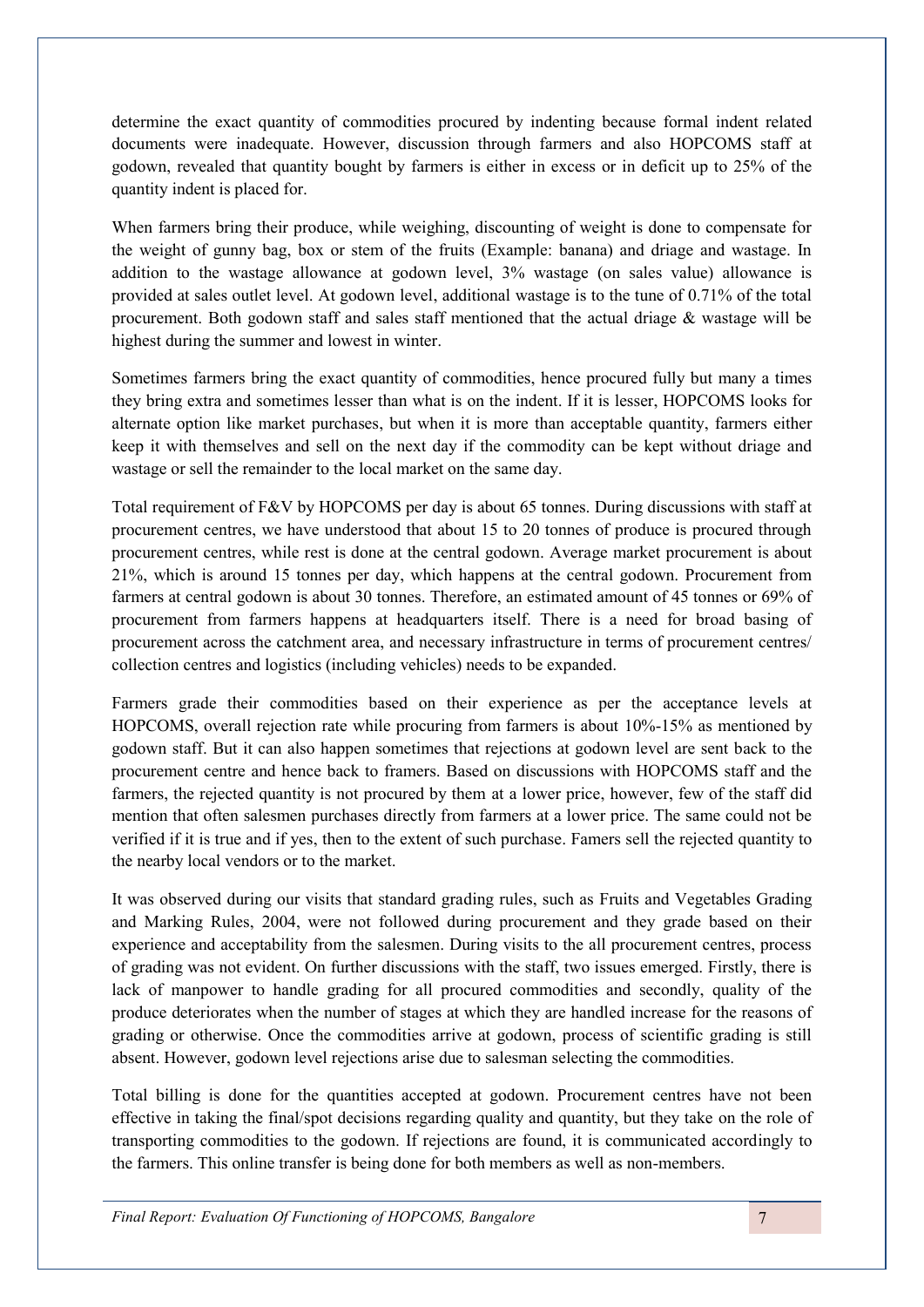determine the exact quantity of commodities procured by indenting because formal indent related documents were inadequate. However, discussion through farmers and also HOPCOMS staff at godown, revealed that quantity bought by farmers is either in excess or in deficit up to 25% of the quantity indent is placed for.

When farmers bring their produce, while weighing, discounting of weight is done to compensate for the weight of gunny bag, box or stem of the fruits (Example: banana) and driage and wastage. In addition to the wastage allowance at godown level, 3% wastage (on sales value) allowance is provided at sales outlet level. At godown level, additional wastage is to the tune of 0.71% of the total procurement. Both godown staff and sales staff mentioned that the actual driage & wastage will be highest during the summer and lowest in winter.

Sometimes farmers bring the exact quantity of commodities, hence procured fully but many a times they bring extra and sometimes lesser than what is on the indent. If it is lesser, HOPCOMS looks for alternate option like market purchases, but when it is more than acceptable quantity, farmers either keep it with themselves and sell on the next day if the commodity can be kept without driage and wastage or sell the remainder to the local market on the same day.

Total requirement of F&V by HOPCOMS per day is about 65 tonnes. During discussions with staff at procurement centres, we have understood that about 15 to 20 tonnes of produce is procured through procurement centres, while rest is done at the central godown. Average market procurement is about 21%, which is around 15 tonnes per day, which happens at the central godown. Procurement from farmers at central godown is about 30 tonnes. Therefore, an estimated amount of 45 tonnes or 69% of procurement from farmers happens at headquarters itself. There is a need for broad basing of procurement across the catchment area, and necessary infrastructure in terms of procurement centres/ collection centres and logistics (including vehicles) needs to be expanded.

Farmers grade their commodities based on their experience as per the acceptance levels at HOPCOMS, overall rejection rate while procuring from farmers is about 10%-15% as mentioned by godown staff. But it can also happen sometimes that rejections at godown level are sent back to the procurement centre and hence back to framers. Based on discussions with HOPCOMS staff and the farmers, the rejected quantity is not procured by them at a lower price, however, few of the staff did mention that often salesmen purchases directly from farmers at a lower price. The same could not be verified if it is true and if yes, then to the extent of such purchase. Famers sell the rejected quantity to the nearby local vendors or to the market.

It was observed during our visits that standard grading rules, such as Fruits and Vegetables Grading and Marking Rules, 2004, were not followed during procurement and they grade based on their experience and acceptability from the salesmen. During visits to the all procurement centres, process of grading was not evident. On further discussions with the staff, two issues emerged. Firstly, there is lack of manpower to handle grading for all procured commodities and secondly, quality of the produce deteriorates when the number of stages at which they are handled increase for the reasons of grading or otherwise. Once the commodities arrive at godown, process of scientific grading is still absent. However, godown level rejections arise due to salesman selecting the commodities.

Total billing is done for the quantities accepted at godown. Procurement centres have not been effective in taking the final/spot decisions regarding quality and quantity, but they take on the role of transporting commodities to the godown. If rejections are found, it is communicated accordingly to the farmers. This online transfer is being done for both members as well as non-members.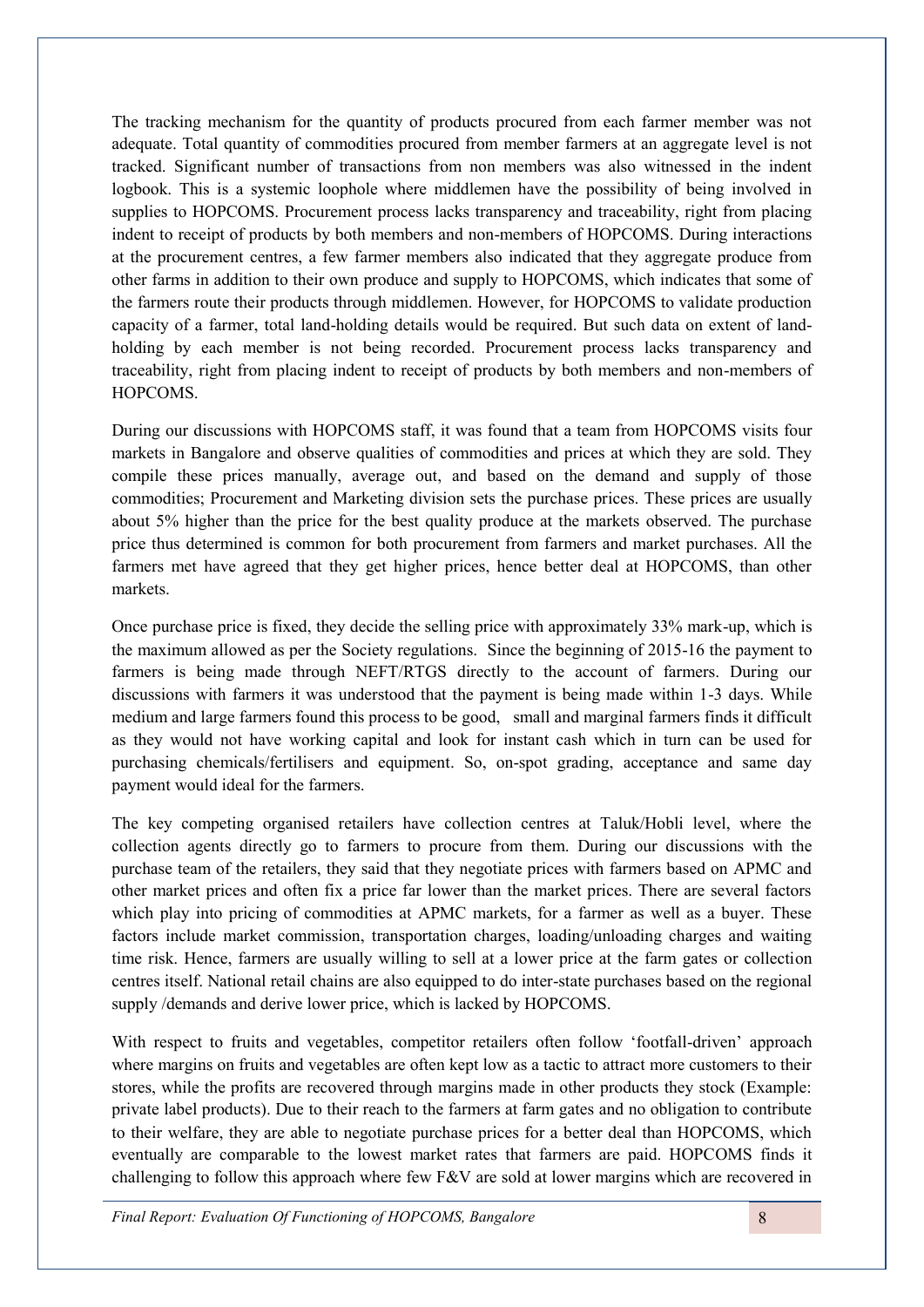The tracking mechanism for the quantity of products procured from each farmer member was not adequate. Total quantity of commodities procured from member farmers at an aggregate level is not tracked. Significant number of transactions from non members was also witnessed in the indent logbook. This is a systemic loophole where middlemen have the possibility of being involved in supplies to HOPCOMS. Procurement process lacks transparency and traceability, right from placing indent to receipt of products by both members and non-members of HOPCOMS. During interactions at the procurement centres, a few farmer members also indicated that they aggregate produce from other farms in addition to their own produce and supply to HOPCOMS, which indicates that some of the farmers route their products through middlemen. However, for HOPCOMS to validate production capacity of a farmer, total land-holding details would be required. But such data on extent of land-holding by each member is not being recorded. Procurement process lacks transparency and traceability, right from placing indent to receipt of products by both members and non-members of HOPCOMS.

During our discussions with HOPCOMS staff, it was found that a team from HOPCOMS visits four markets in Bangalore and observe qualities of commodities and prices at which they are sold. They compile these prices manually, average out, and based on the demand and supply of those commodities; Procurement and Marketing division sets the purchase prices. These prices are usually about 5% higher than the price for the best quality produce at the markets observed. The purchase price thus determined is common for both procurement from farmers and market purchases. All the farmers met have agreed that they get higher prices, hence better deal at HOPCOMS, than other markets.

Once purchase price is fixed, they decide the selling price with approximately 33% mark-up, which is the maximum allowed as per the Society regulations. Since the beginning of 2015-16 the payment to farmers is being made through NEFT/RTGS directly to the account of farmers. During our discussions with farmers it was understood that the payment is being made within 1-3 days. While medium and large farmers found this process to be good, small and marginal farmers finds it difficult as they would not have working capital and look for instant cash which in turn can be used for purchasing chemicals/fertilisers and equipment. So, on-spot grading, acceptance and same day payment would ideal for the farmers.

The key competing organised retailers have collection centres at Taluk/Hobli level, where the collection agents directly go to farmers to procure from them. During our discussions with the purchase team of the retailers, they said that they negotiate prices with farmers based on APMC and other market prices and often fix a price far lower than the market prices. There are several factors which play into pricing of commodities at APMC markets, for a farmer as well as a buyer. These factors include market commission, transportation charges, loading/unloading charges and waiting time risk. Hence, farmers are usually willing to sell at a lower price at the farm gates or collection centres itself. National retail chains are also equipped to do inter-state purchases based on the regional supply /demands and derive lower price, which is lacked by HOPCOMS.

With respect to fruits and vegetables, competitor retailers often follow 'footfall-driven' approach where margins on fruits and vegetables are often kept low as a tactic to attract more customers to their stores, while the profits are recovered through margins made in other products they stock (Example: private label products). Due to their reach to the farmers at farm gates and no obligation to contribute to their welfare, they are able to negotiate purchase prices for a better deal than HOPCOMS, which eventually are comparable to the lowest market rates that farmers are paid. HOPCOMS finds it challenging to follow this approach where few F&V are sold at lower margins which are recovered in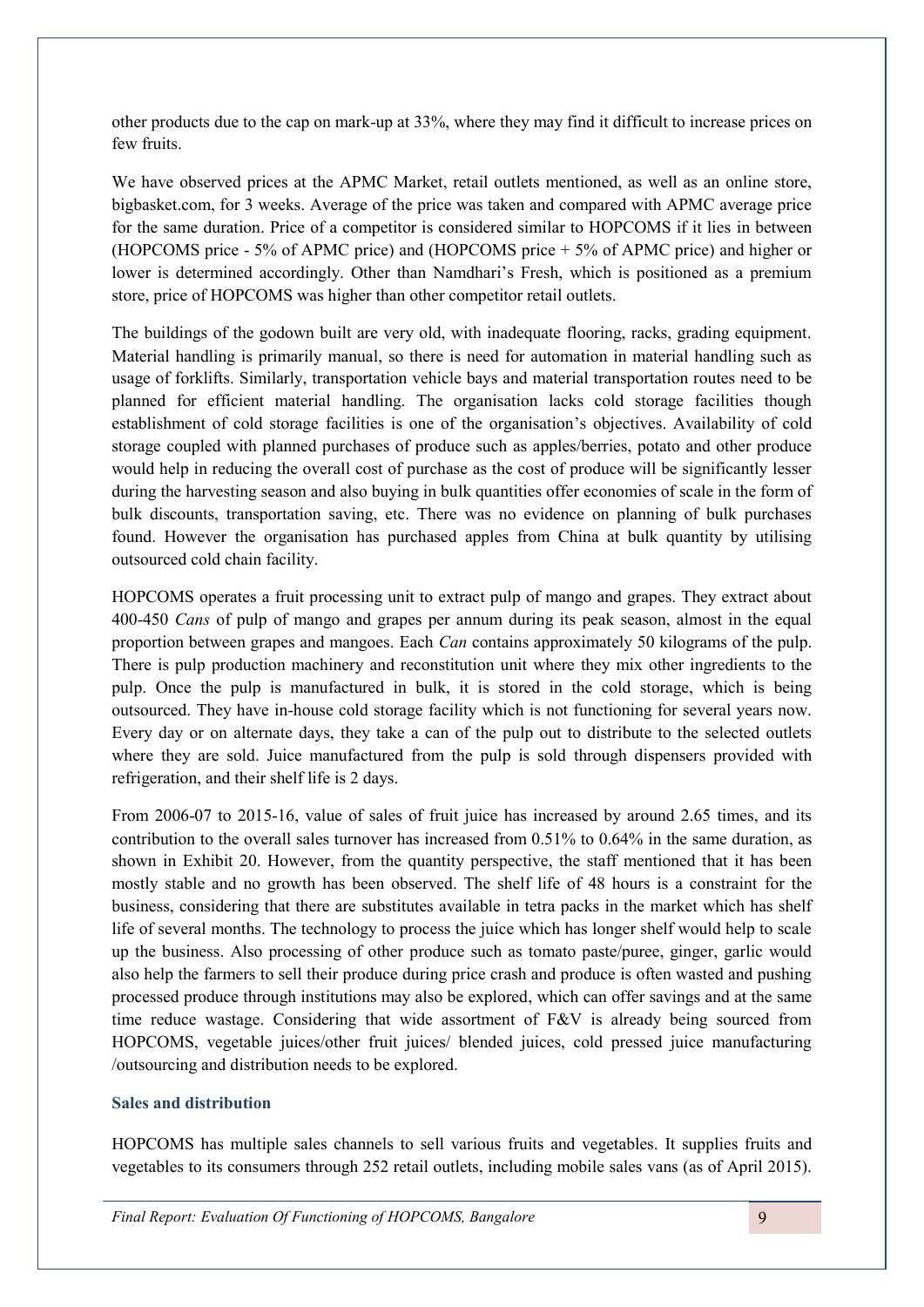other products due to the cap on mark-up at 33%, where they may find it difficult to increase prices on few fruits.

We have observed prices at the APMC Market, retail outlets mentioned, as well as an online store, bigbasket.com, for 3 weeks. Average of the price was taken and compared with APMC average price for the same duration. Price of a competitor is considered similar to HOPCOMS if it lies in between (HOPCOMS price - 5% of APMC price) and (HOPCOMS price + 5% of APMC price) and higher or lower is determined accordingly. Other than Namdhari's Fresh, which is positioned as a premium store, price of HOPCOMS was higher than other competitor retail outlets.

The buildings of the godown built are very old, with inadequate flooring, racks, grading equipment. Material handling is primarily manual, so there is need for automation in material handling such as usage of forklifts. Similarly, transportation vehicle bays and material transportation routes need to be planned for efficient material handling. The organisation lacks cold storage facilities though establishment of cold storage facilities is one of the organisation's objectives. Availability of cold storage coupled with planned purchases of produce such as apples/berries, potato and other produce would help in reducing the overall cost of purchase as the cost of produce will be significantly lesser during the harvesting season and also buying in bulk quantities offer economies of scale in the form of bulk discounts, transportation saving, etc. There was no evidence on planning of bulk purchases found. However the organisation has purchased apples from China at bulk quantity by utilising outsourced cold chain facility.

HOPCOMS operates a fruit processing unit to extract pulp of mango and grapes. They extract about 400-450 *Cans* of pulp of mango and grapes per annum during its peak season, almost in the equal proportion between grapes and mangoes. Each *Can* contains approximately 50 kilograms of the pulp. There is pulp production machinery and reconstitution unit where they mix other ingredients to the pulp. Once the pulp is manufactured in bulk, it is stored in the cold storage, which is being outsourced. They have in-house cold storage facility which is not functioning for several years now. Every day or on alternate days, they take a can of the pulp out to distribute to the selected outlets where they are sold. Juice manufactured from the pulp is sold through dispensers provided with refrigeration, and their shelf life is 2 days.

From 2006-07 to 2015-16, value of sales of fruit juice has increased by around 2.65 times, and its contribution to the overall sales turnover has increased from 0.51% to 0.64% in the same duration, as shown in Exhibit 20. However, from the quantity perspective, the staff mentioned that it has been mostly stable and no growth has been observed. The shelf life of 48 hours is a constraint for the business, considering that there are substitutes available in tetra packs in the market which has shelf life of several months. The technology to process the juice which has longer shelf would help to scale up the business. Also processing of other produce such as tomato paste/puree, ginger, garlic would also help the farmers to sell their produce during price crash and produce is often wasted and pushing processed produce through institutions may also be explored, which can offer savings and at the same time reduce wastage. Considering that wide assortment of F&V is already being sourced from HOPCOMS, vegetable juices/other fruit juices/ blended juices, cold pressed juice manufacturing /outsourcing and distribution needs to be explored.

### Sales and distribution

HOPCOMS has multiple sales channels to sell various fruits and vegetables. It supplies fruits and vegetables to its consumers through 252 retail outlets, including mobile sales vans (as of April 2015).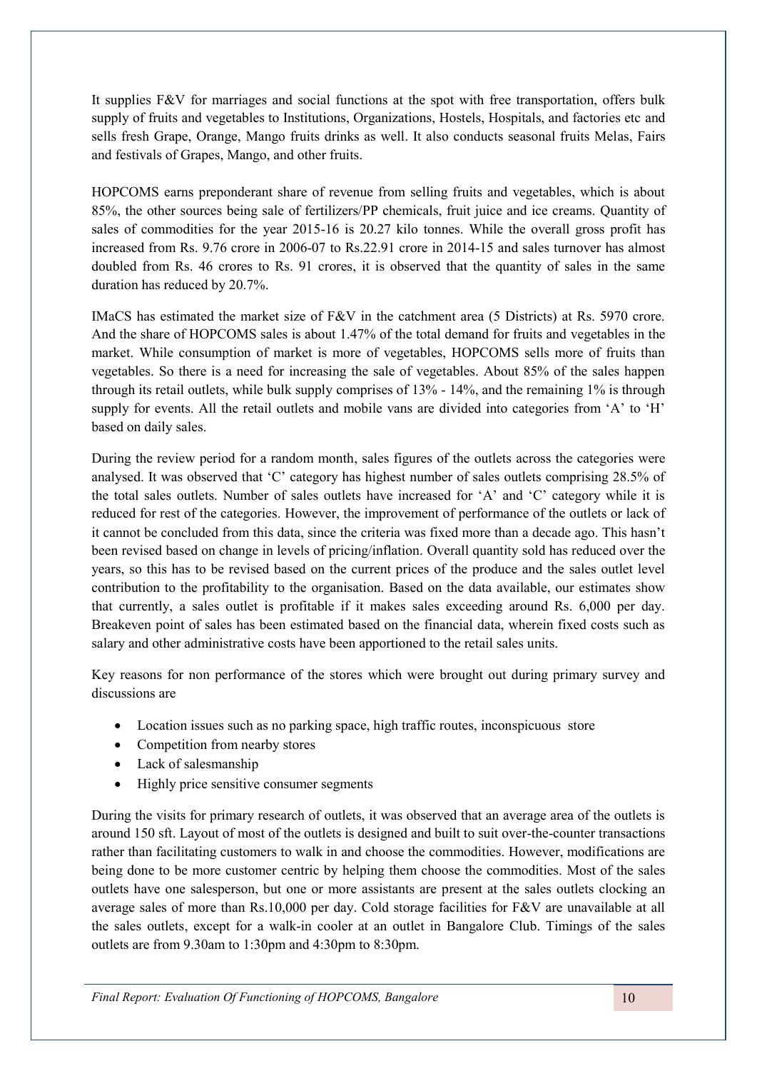It supplies F&V for marriages and social functions at the spot with free transportation, offers bulk supply of fruits and vegetables to Institutions, Organizations, Hostels, Hospitals, and factories etc and sells fresh Grape, Orange, Mango fruits drinks as well. It also conducts seasonal fruits Melas, Fairs and festivals of Grapes, Mango, and other fruits.

HOPCOMS earns preponderant share of revenue from selling fruits and vegetables, which is about 85%, the other sources being sale of fertilizers/PP chemicals, fruit juice and ice creams. Quantity of sales of commodities for the year 2015-16 is 20.27 kilo tonnes. While the overall gross profit has increased from Rs. 9.76 crore in 2006-07 to Rs.22.91 crore in 2014-15 and sales turnover has almost doubled from Rs. 46 crores to Rs. 91 crores, it is observed that the quantity of sales in the same duration has reduced by 20.7%.

IMaCS has estimated the market size of F&V in the catchment area (5 Districts) at Rs. 5970 crore. And the share of HOPCOMS sales is about 1.47% of the total demand for fruits and vegetables in the market. While consumption of market is more of vegetables, HOPCOMS sells more of fruits than vegetables. So there is a need for increasing the sale of vegetables. About 85% of the sales happen through its retail outlets, while bulk supply comprises of 13% - 14%, and the remaining 1% is through supply for events. All the retail outlets and mobile vans are divided into categories from 'A' to 'H' based on daily sales.

During the review period for a random month, sales figures of the outlets across the categories were analysed. It was observed that 'C' category has highest number of sales outlets comprising 28.5% of the total sales outlets. Number of sales outlets have increased for 'A' and 'C' category while it is reduced for rest of the categories. However, the improvement of performance of the outlets or lack of it cannot be concluded from this data, since the criteria was fixed more than a decade ago. This hasn't been revised based on change in levels of pricing/inflation. Overall quantity sold has reduced over the years, so this has to be revised based on the current prices of the produce and the sales outlet level contribution to the profitability to the organisation. Based on the data available, our estimates show that currently, a sales outlet is profitable if it makes sales exceeding around Rs. 6,000 per day. Breakeven point of sales has been estimated based on the financial data, wherein fixed costs such as salary and other administrative costs have been apportioned to the retail sales units.

Key reasons for non performance of the stores which were brought out during primary survey and discussions are

- Location issues such as no parking space, high traffic routes, inconspicuous store
- Competition from nearby stores
- Lack of salesmanship
- Highly price sensitive consumer segments

During the visits for primary research of outlets, it was observed that an average area of the outlets is around 150 sft. Layout of most of the outlets is designed and built to suit over-the-counter transactions rather than facilitating customers to walk in and choose the commodities. However, modifications are being done to be more customer centric by helping them choose the commodities. Most of the sales outlets have one salesperson, but one or more assistants are present at the sales outlets clocking an average sales of more than Rs.10,000 per day. Cold storage facilities for F&V are unavailable at all the sales outlets, except for a walk-in cooler at an outlet in Bangalore Club. Timings of the sales outlets are from 9.30am to 1:30pm and 4:30pm to 8:30pm.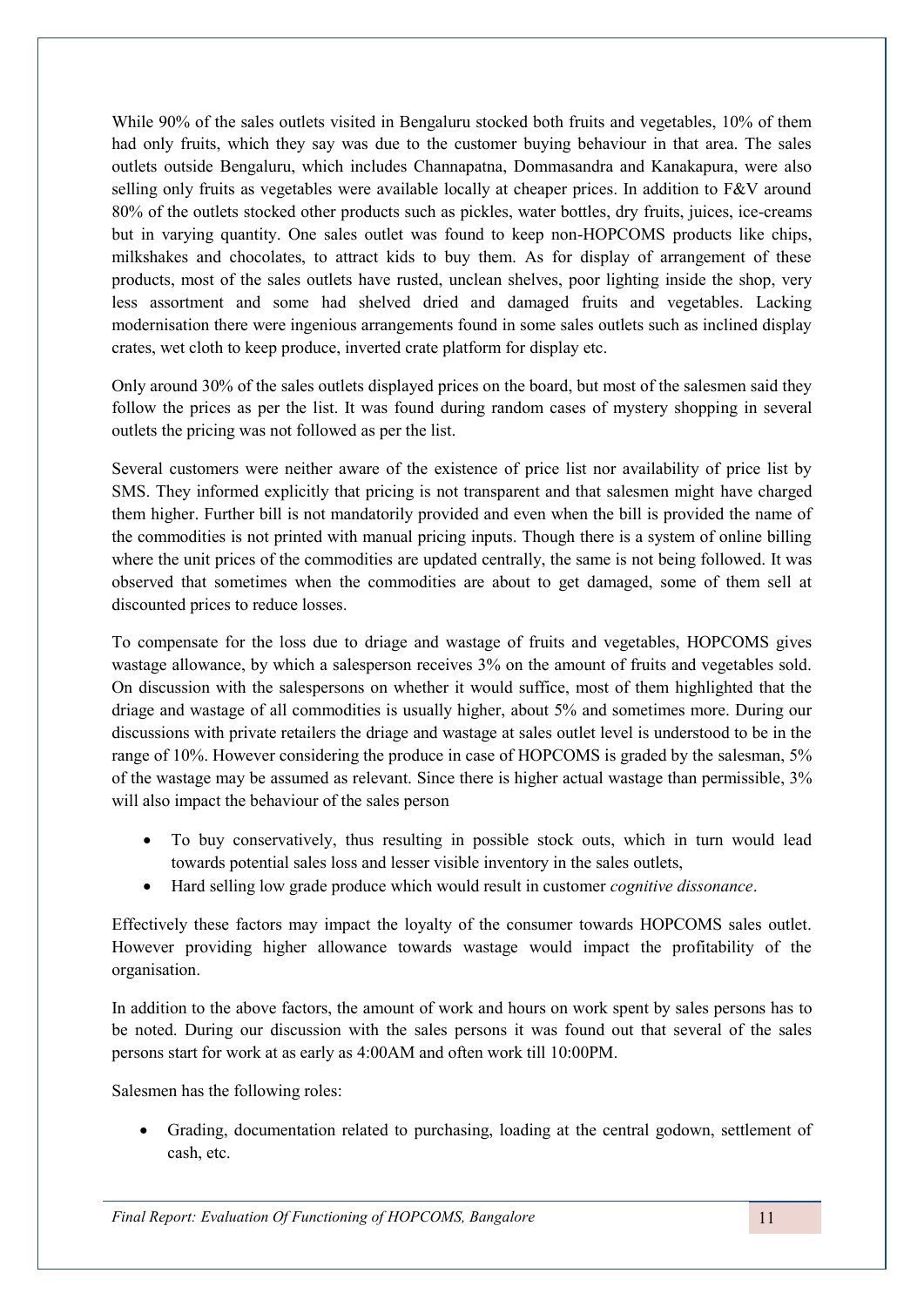While 90% of the sales outlets visited in Bengaluru stocked both fruits and vegetables, 10% of them had only fruits, which they say was due to the customer buying behaviour in that area. The sales outlets outside Bengaluru, which includes Channapatna, Dommasandra and Kanakapura, were also selling only fruits as vegetables were available locally at cheaper prices. In addition to F&V around 80% of the outlets stocked other products such as pickles, water bottles, dry fruits, juices, ice-creams but in varying quantity. One sales outlet was found to keep non-HOPCOMS products like chips, milkshakes and chocolates, to attract kids to buy them. As for display of arrangement of these products, most of the sales outlets have rusted, unclean shelves, poor lighting inside the shop, very less assortment and some had shelved dried and damaged fruits and vegetables. Lacking modernisation there were ingenious arrangements found in some sales outlets such as inclined display crates, wet cloth to keep produce, inverted crate platform for display etc.

Only around 30% of the sales outlets displayed prices on the board, but most of the salesmen said they follow the prices as per the list. It was found during random cases of mystery shopping in several outlets the pricing was not followed as per the list.

Several customers were neither aware of the existence of price list nor availability of price list by SMS. They informed explicitly that pricing is not transparent and that salesmen might have charged them higher. Further bill is not mandatorily provided and even when the bill is provided the name of the commodities is not printed with manual pricing inputs. Though there is a system of online billing where the unit prices of the commodities are updated centrally, the same is not being followed. It was observed that sometimes when the commodities are about to get damaged, some of them sell at discounted prices to reduce losses.

To compensate for the loss due to driage and wastage of fruits and vegetables, HOPCOMS gives wastage allowance, by which a salesperson receives 3% on the amount of fruits and vegetables sold. On discussion with the salespersons on whether it would suffice, most of them highlighted that the driage and wastage of all commodities is usually higher, about 5% and sometimes more. During our discussions with private retailers the driage and wastage at sales outlet level is understood to be in the range of 10%. However considering the produce in case of HOPCOMS is graded by the salesman, 5% of the wastage may be assumed as relevant. Since there is higher actual wastage than permissible, 3% will also impact the behaviour of the sales person

- To buy conservatively, thus resulting in possible stock outs, which in turn would lead towards potential sales loss and lesser visible inventory in the sales outlets,
- Hard selling low grade produce which would result in customer *cognitive dissonance*.

Effectively these factors may impact the loyalty of the consumer towards HOPCOMS sales outlet. However providing higher allowance towards wastage would impact the profitability of the organisation.

In addition to the above factors, the amount of work and hours on work spent by sales persons has to be noted. During our discussion with the sales persons it was found out that several of the sales persons start for work at as early as 4:00AM and often work till 10:00PM.

Salesmen has the following roles:

- Grading, documentation related to purchasing, loading at the central godown, settlement of cash, etc.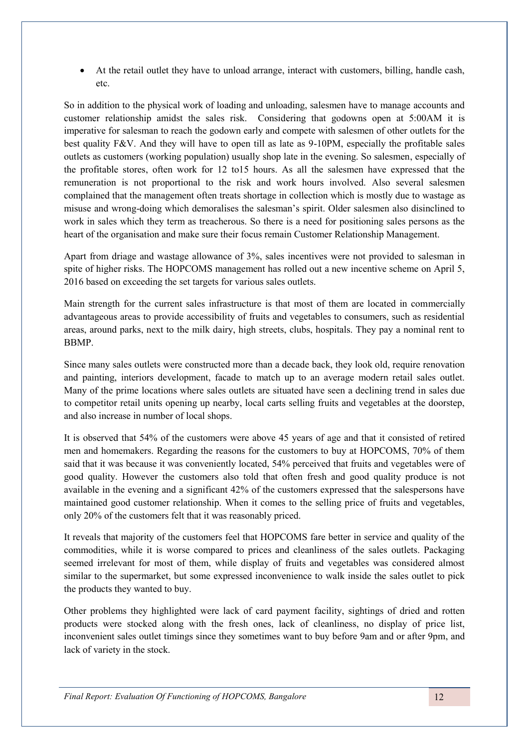- At the retail outlet they have to unload arrange, interact with customers, billing, handle cash, etc.

So in addition to the physical work of loading and unloading, salesmen have to manage accounts and customer relationship amidst the sales risk. Considering that godowns open at 5:00AM it is imperative for salesman to reach the godown early and compete with salesmen of other outlets for the best quality F&V. And they will have to open till as late as 9-10PM, especially the profitable sales outlets as customers (working population) usually shop late in the evening. So salesmen, especially of the profitable stores, often work for 12 to15 hours. As all the salesmen have expressed that the remuneration is not proportional to the risk and work hours involved. Also several salesmen complained that the management often treats shortage in collection which is mostly due to wastage as misuse and wrong-doing which demoralises the salesman's spirit. Older salesmen also disinclined to work in sales which they term as treacherous. So there is a need for positioning sales persons as the heart of the organisation and make sure their focus remain Customer Relationship Management.

Apart from driage and wastage allowance of 3%, sales incentives were not provided to salesman in spite of higher risks. The HOPCOMS management has rolled out a new incentive scheme on April 5, 2016 based on exceeding the set targets for various sales outlets.

Main strength for the current sales infrastructure is that most of them are located in commercially advantageous areas to provide accessibility of fruits and vegetables to consumers, such as residential areas, around parks, next to the milk dairy, high streets, clubs, hospitals. They pay a nominal rent to BBMP.

Since many sales outlets were constructed more than a decade back, they look old, require renovation and painting, interiors development, facade to match up to an average modern retail sales outlet. Many of the prime locations where sales outlets are situated have seen a declining trend in sales due to competitor retail units opening up nearby, local carts selling fruits and vegetables at the doorstep, and also increase in number of local shops.

It is observed that 54% of the customers were above 45 years of age and that it consisted of retired men and homemakers. Regarding the reasons for the customers to buy at HOPCOMS, 70% of them said that it was because it was conveniently located, 54% perceived that fruits and vegetables were of good quality. However the customers also told that often fresh and good quality produce is not available in the evening and a significant 42% of the customers expressed that the salespersons have maintained good customer relationship. When it comes to the selling price of fruits and vegetables, only 20% of the customers felt that it was reasonably priced.

It reveals that majority of the customers feel that HOPCOMS fare better in service and quality of the commodities, while it is worse compared to prices and cleanliness of the sales outlets. Packaging seemed irrelevant for most of them, while display of fruits and vegetables was considered almost similar to the supermarket, but some expressed inconvenience to walk inside the sales outlet to pick the products they wanted to buy.

Other problems they highlighted were lack of card payment facility, sightings of dried and rotten products were stocked along with the fresh ones, lack of cleanliness, no display of price list, inconvenient sales outlet timings since they sometimes want to buy before 9am and or after 9pm, and lack of variety in the stock.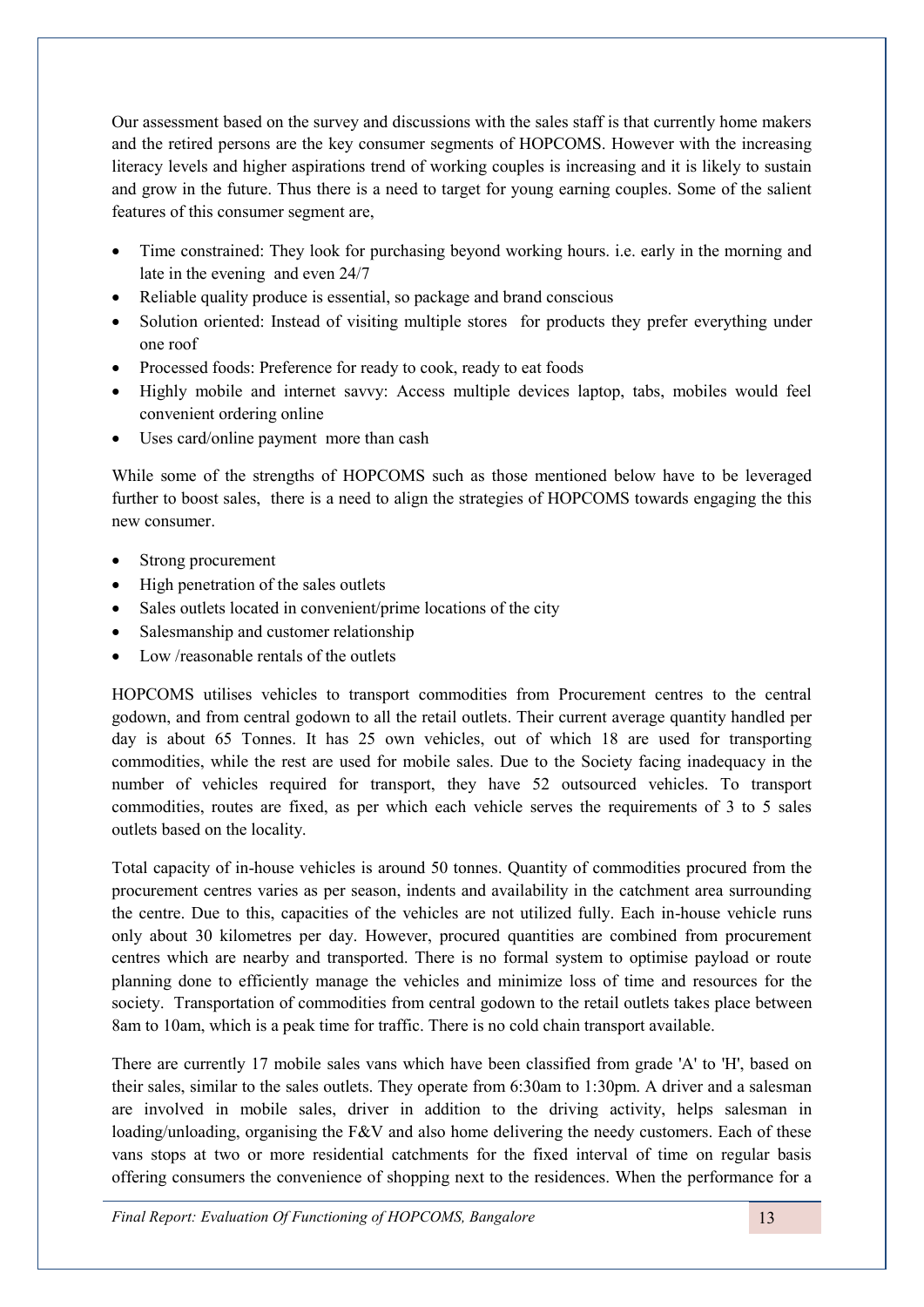Our assessment based on the survey and discussions with the sales staff is that currently home makers and the retired persons are the key consumer segments of HOPCOMS. However with the increasing literacy levels and higher aspirations trend of working couples is increasing and it is likely to sustain and grow in the future. Thus there is a need to target for young earning couples. Some of the salient features of this consumer segment are,

- Time constrained: They look for purchasing beyond working hours. i.e. early in the morning and late in the evening and even 24/7
- Reliable quality produce is essential, so package and brand conscious
- Solution oriented: Instead of visiting multiple stores for products they prefer everything under one roof
- Processed foods: Preference for ready to cook, ready to eat foods
- Highly mobile and internet savvy: Access multiple devices laptop, tabs, mobiles would feel convenient ordering online
- Uses card/online payment more than cash

While some of the strengths of HOPCOMS such as those mentioned below have to be leveraged further to boost sales, there is a need to align the strategies of HOPCOMS towards engaging the this new consumer.

- Strong procurement
- High penetration of the sales outlets
- Sales outlets located in convenient/prime locations of the city
- Salesmanship and customer relationship
- Low /reasonable rentals of the outlets

HOPCOMS utilises vehicles to transport commodities from Procurement centres to the central godown, and from central godown to all the retail outlets. Their current average quantity handled per day is about 65 Tonnes. It has 25 own vehicles, out of which 18 are used for transporting commodities, while the rest are used for mobile sales. Due to the Society facing inadequacy in the number of vehicles required for transport, they have 52 outsourced vehicles. To transport commodities, routes are fixed, as per which each vehicle serves the requirements of 3 to 5 sales outlets based on the locality.

Total capacity of in-house vehicles is around 50 tonnes. Quantity of commodities procured from the procurement centres varies as per season, indents and availability in the catchment area surrounding the centre. Due to this, capacities of the vehicles are not utilized fully. Each in-house vehicle runs only about 30 kilometres per day. However, procured quantities are combined from procurement centres which are nearby and transported. There is no formal system to optimise payload or route planning done to efficiently manage the vehicles and minimize loss of time and resources for the society. Transportation of commodities from central godown to the retail outlets takes place between 8am to 10am, which is a peak time for traffic. There is no cold chain transport available.

There are currently 17 mobile sales vans which have been classified from grade 'A' to 'H', based on their sales, similar to the sales outlets. They operate from 6:30am to 1:30pm. A driver and a salesman are involved in mobile sales, driver in addition to the driving activity, helps salesman in loading/unloading, organising the F&V and also home delivering the needy customers. Each of these vans stops at two or more residential catchments for the fixed interval of time on regular basis offering consumers the convenience of shopping next to the residences. When the performance for a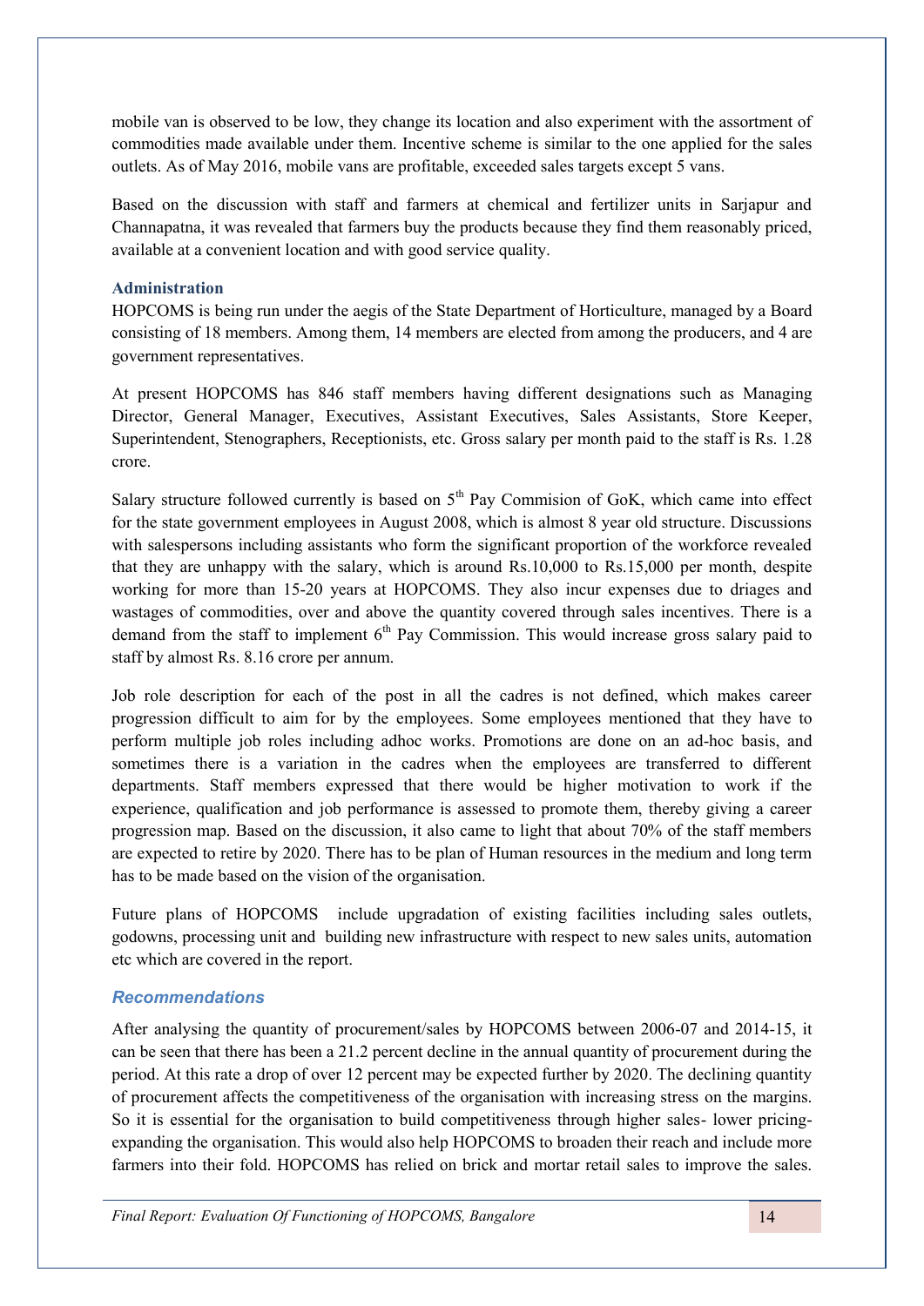mobile van is observed to be low, they change its location and also experiment with the assortment of commodities made available under them. Incentive scheme is similar to the one applied for the sales outlets. As of May 2016, mobile vans are profitable, exceeded sales targets except 5 vans.

Based on the discussion with staff and farmers at chemical and fertilizer units in Sarjapur and Channapatna, it was revealed that farmers buy the products because they find them reasonably priced, available at a convenient location and with good service quality.

### Administration

HOPCOMS is being run under the aegis of the State Department of Horticulture, managed by a Board consisting of 18 members. Among them, 14 members are elected from among the producers, and 4 are government representatives.

At present HOPCOMS has 846 staff members having different designations such as Managing Director, General Manager, Executives, Assistant Executives, Sales Assistants, Store Keeper, Superintendent, Stenographers, Receptionists, etc. Gross salary per month paid to the staff is Rs. 1.28 crore.

Salary structure followed currently is based on 5th Pay Commision of GoK, which came into effect for the state government employees in August 2008, which is almost 8 year old structure. Discussions with salespersons including assistants who form the significant proportion of the workforce revealed that they are unhappy with the salary, which is around Rs.10,000 to Rs.15,000 per month, despite working for more than 15-20 years at HOPCOMS. They also incur expenses due to driages and wastages of commodities, over and above the quantity covered through sales incentives. There is a demand from the staff to implement 6th Pay Commission. This would increase gross salary paid to staff by almost Rs. 8.16 crore per annum.

Job role description for each of the post in all the cadres is not defined, which makes career progression difficult to aim for by the employees. Some employees mentioned that they have to perform multiple job roles including adhoc works. Promotions are done on an ad-hoc basis, and sometimes there is a variation in the cadres when the employees are transferred to different departments. Staff members expressed that there would be higher motivation to work if the experience, qualification and job performance is assessed to promote them, thereby giving a career progression map. Based on the discussion, it also came to light that about 70% of the staff members are expected to retire by 2020. There has to be plan of Human resources in the medium and long term has to be made based on the vision of the organisation.

Future plans of HOPCOMS include upgradation of existing facilities including sales outlets, godowns, processing unit and building new infrastructure with respect to new sales units, automation etc which are covered in the report.

### *Recommendations*

After analysing the quantity of procurement/sales by HOPCOMS between 2006-07 and 2014-15, it can be seen that there has been a 21.2 percent decline in the annual quantity of procurement during the period. At this rate a drop of over 12 percent may be expected further by 2020. The declining quantity of procurement affects the competitiveness of the organisation with increasing stress on the margins. So it is essential for the organisation to build competitiveness through higher sales- lower pricing-expanding the organisation. This would also help HOPCOMS to broaden their reach and include more farmers into their fold. HOPCOMS has relied on brick and mortar retail sales to improve the sales.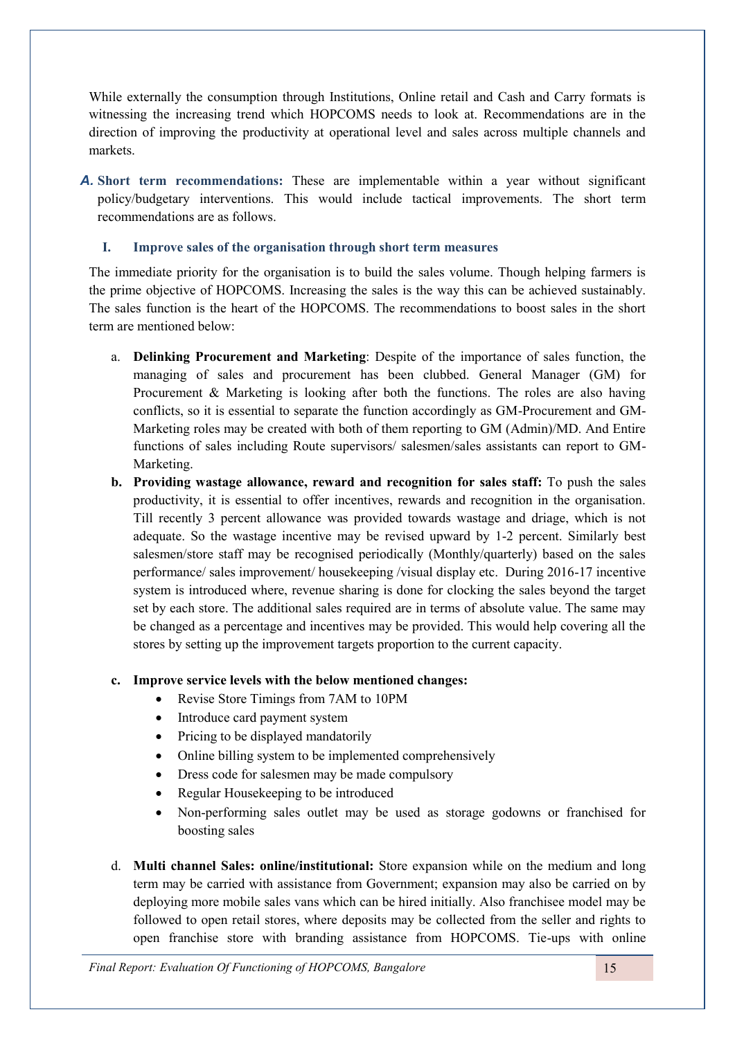While externally the consumption through Institutions, Online retail and Cash and Carry formats is witnessing the increasing trend which HOPCOMS needs to look at. Recommendations are in the direction of improving the productivity at operational level and sales across multiple channels and markets.

## A. Short term recommendations:

**A. Short term recommendations:** These are implementable within a year without significant policy/budgetary interventions. This would include tactical improvements. The short term recommendations are as follows.

### I. Improve sales of the organisation through short term measures

The immediate priority for the organisation is to build the sales volume. Though helping farmers is the prime objective of HOPCOMS. Increasing the sales is the way this can be achieved sustainably. The sales function is the heart of the HOPCOMS. The recommendations to boost sales in the short term are mentioned below:

a. **Delinking Procurement and Marketing**: Despite of the importance of sales function, the managing of sales and procurement has been clubbed. General Manager (GM) for Procurement & Marketing is looking after both the functions. The roles are also having conflicts, so it is essential to separate the function accordingly as GM-Procurement and GM-Marketing roles may be created with both of them reporting to GM (Admin)/MD. And Entire functions of sales including Route supervisors/ salesmen/sales assistants can report to GM-Marketing.

b. **Providing wastage allowance, reward and recognition for sales staff:** To push the sales productivity, it is essential to offer incentives, rewards and recognition in the organisation. Till recently 3 percent allowance was provided towards wastage and driage, which is not adequate. So the wastage incentive may be revised upward by 1-2 percent. Similarly best salesmen/store staff may be recognised periodically (Monthly/quarterly) based on the sales performance/ sales improvement/ housekeeping /visual display etc. During 2016-17 incentive system is introduced where, revenue sharing is done for clocking the sales beyond the target set by each store. The additional sales required are in terms of absolute value. The same may be changed as a percentage and incentives may be provided. This would help covering all the stores by setting up the improvement targets proportion to the current capacity.

c. **Improve service levels with the below mentioned changes:**
   - Revise Store Timings from 7AM to 10PM
   - Introduce card payment system
   - Pricing to be displayed mandatorily
   - Online billing system to be implemented comprehensively
   - Dress code for salesmen may be made compulsory
   - Regular Housekeeping to be introduced
   - Non-performing sales outlet may be used as storage godowns or franchised for boosting sales

d. **Multi channel Sales: online/institutional:** Store expansion while on the medium and long term may be carried with assistance from Government; expansion may also be carried on by deploying more mobile sales vans which can be hired initially. Also franchisee model may be followed to open retail stores, where deposits may be collected from the seller and rights to open franchise store with branding assistance from HOPCOMS. Tie-ups with online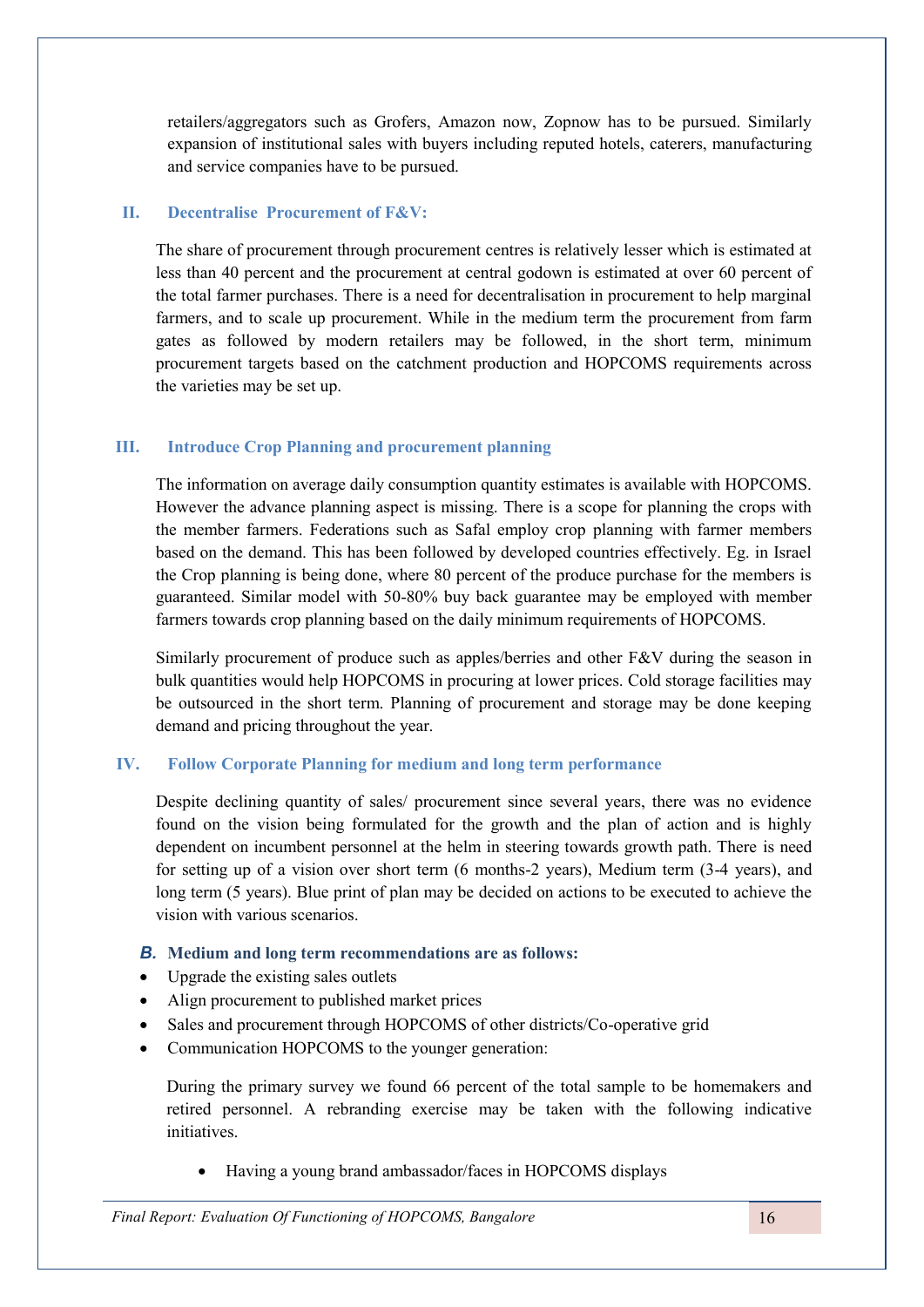retailers/aggregators such as Grofers, Amazon now, Zopnow has to be pursued. Similarly expansion of institutional sales with buyers including reputed hotels, caterers, manufacturing and service companies have to be pursued.

### II. Decentralise Procurement of F&V:

The share of procurement through procurement centres is relatively lesser which is estimated at less than 40 percent and the procurement at central godown is estimated at over 60 percent of the total farmer purchases. There is a need for decentralisation in procurement to help marginal farmers, and to scale up procurement. While in the medium term the procurement from farm gates as followed by modern retailers may be followed, in the short term, minimum procurement targets based on the catchment production and HOPCOMS requirements across the varieties may be set up.

### III. Introduce Crop Planning and procurement planning

The information on average daily consumption quantity estimates is available with HOPCOMS. However the advance planning aspect is missing. There is a scope for planning the crops with the member farmers. Federations such as Safal employ crop planning with farmer members based on the demand. This has been followed by developed countries effectively. Eg. in Israel the Crop planning is being done, where 80 percent of the produce purchase for the members is guaranteed. Similar model with 50-80% buy back guarantee may be employed with member farmers towards crop planning based on the daily minimum requirements of HOPCOMS.

Similarly procurement of produce such as apples/berries and other F&V during the season in bulk quantities would help HOPCOMS in procuring at lower prices. Cold storage facilities may be outsourced in the short term. Planning of procurement and storage may be done keeping demand and pricing throughout the year.

### IV. Follow Corporate Planning for medium and long term performance

Despite declining quantity of sales/ procurement since several years, there was no evidence found on the vision being formulated for the growth and the plan of action and is highly dependent on incumbent personnel at the helm in steering towards growth path. There is need for setting up of a vision over short term (6 months-2 years), Medium term (3-4 years), and long term (5 years). Blue print of plan may be decided on actions to be executed to achieve the vision with various scenarios.

### *B.* Medium and long term recommendations are as follows:

- Upgrade the existing sales outlets
- Align procurement to published market prices
- Sales and procurement through HOPCOMS of other districts/Co-operative grid
- Communication HOPCOMS to the younger generation:

  During the primary survey we found 66 percent of the total sample to be homemakers and retired personnel. A rebranding exercise may be taken with the following indicative initiatives.

  - Having a young brand ambassador/faces in HOPCOMS displays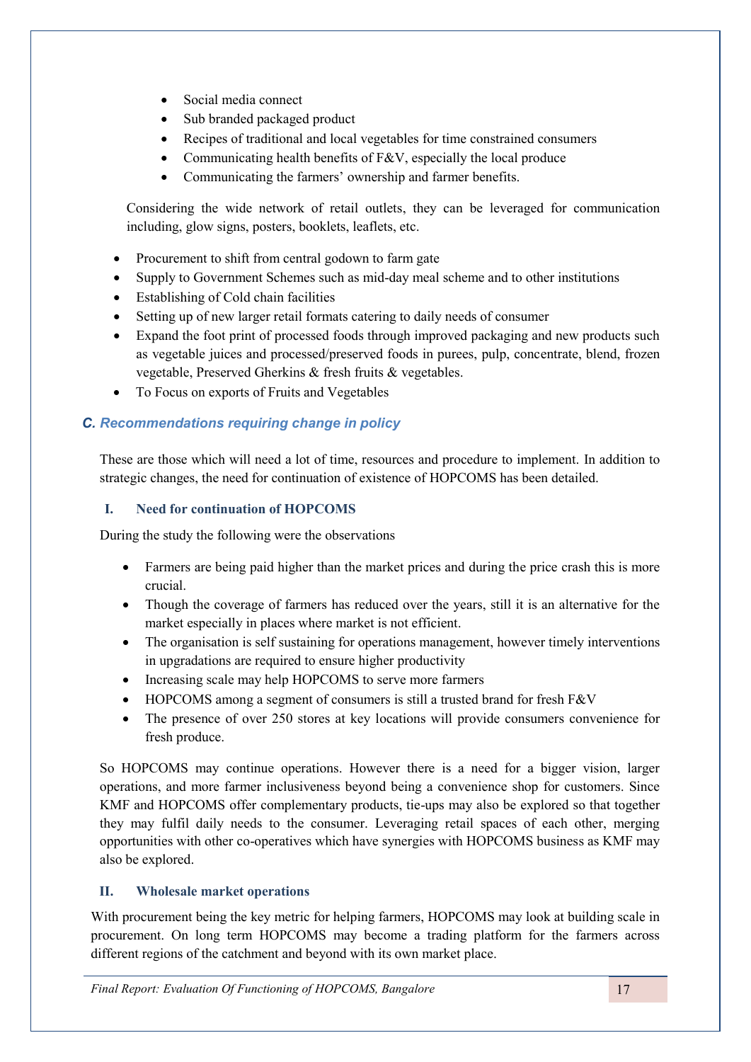- Social media connect
- Sub branded packaged product
- Recipes of traditional and local vegetables for time constrained consumers
- Communicating health benefits of F&V, especially the local produce
- Communicating the farmers' ownership and farmer benefits.

Considering the wide network of retail outlets, they can be leveraged for communication including, glow signs, posters, booklets, leaflets, etc.

- Procurement to shift from central godown to farm gate
- Supply to Government Schemes such as mid-day meal scheme and to other institutions
- Establishing of Cold chain facilities
- Setting up of new larger retail formats catering to daily needs of consumer
- Expand the foot print of processed foods through improved packaging and new products such as vegetable juices and processed/preserved foods in purees, pulp, concentrate, blend, frozen vegetable, Preserved Gherkins & fresh fruits & vegetables.
- To Focus on exports of Fruits and Vegetables

### *C. Recommendations requiring change in policy*

These are those which will need a lot of time, resources and procedure to implement. In addition to strategic changes, the need for continuation of existence of HOPCOMS has been detailed.

#### I. Need for continuation of HOPCOMS

During the study the following were the observations

- Farmers are being paid higher than the market prices and during the price crash this is more crucial.
- Though the coverage of farmers has reduced over the years, still it is an alternative for the market especially in places where market is not efficient.
- The organisation is self sustaining for operations management, however timely interventions in upgradations are required to ensure higher productivity
- Increasing scale may help HOPCOMS to serve more farmers
- HOPCOMS among a segment of consumers is still a trusted brand for fresh F&V
- The presence of over 250 stores at key locations will provide consumers convenience for fresh produce.

So HOPCOMS may continue operations. However there is a need for a bigger vision, larger operations, and more farmer inclusiveness beyond being a convenience shop for customers. Since KMF and HOPCOMS offer complementary products, tie-ups may also be explored so that together they may fulfil daily needs to the consumer. Leveraging retail spaces of each other, merging opportunities with other co-operatives which have synergies with HOPCOMS business as KMF may also be explored.

#### II. Wholesale market operations

With procurement being the key metric for helping farmers, HOPCOMS may look at building scale in procurement. On long term HOPCOMS may become a trading platform for the farmers across different regions of the catchment and beyond with its own market place.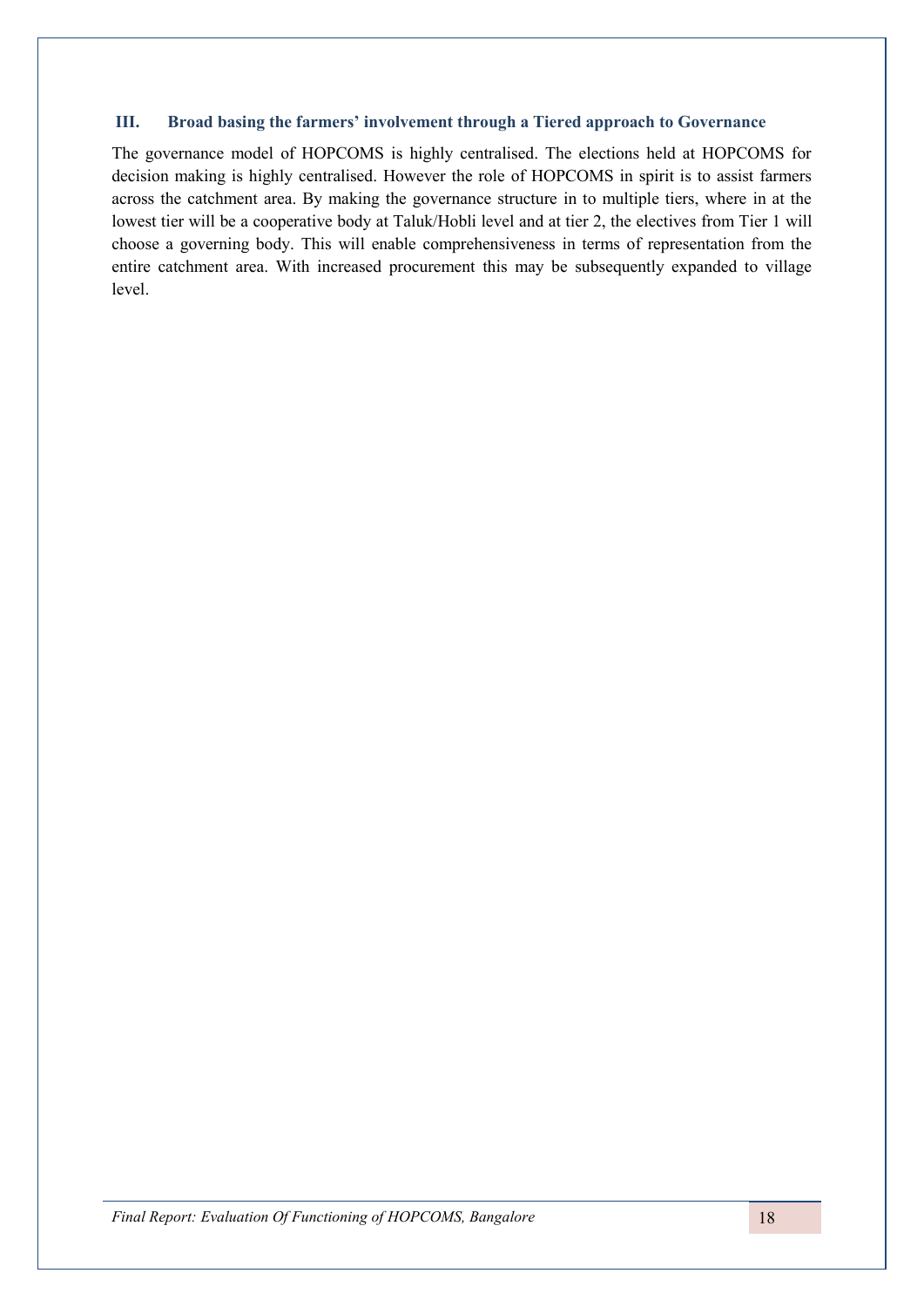### III. Broad basing the farmers' involvement through a Tiered approach to Governance

The governance model of HOPCOMS is highly centralised. The elections held at HOPCOMS for decision making is highly centralised. However the role of HOPCOMS in spirit is to assist farmers across the catchment area. By making the governance structure in to multiple tiers, where in at the lowest tier will be a cooperative body at Taluk/Hobli level and at tier 2, the electives from Tier 1 will choose a governing body. This will enable comprehensiveness in terms of representation from the entire catchment area. With increased procurement this may be subsequently expanded to village level.